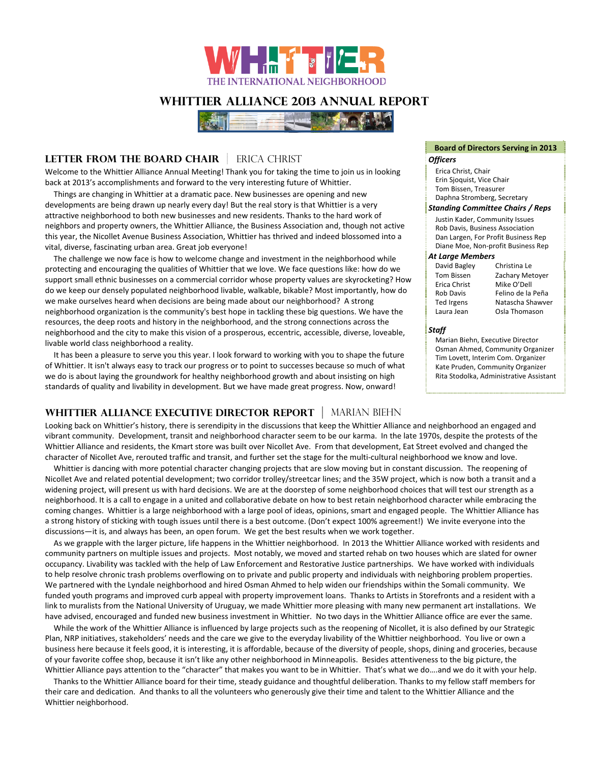# WHITTIER

THE INTERNATIONAL NEIGHBORHOOD

# WHITTIER ALLIANCE 2013 ANNUAL REPORT

## LETTER FROM THE BOARD CHAIR | ERICA CHRIST

Welcome to the Whittier Alliance Annual Meeting! Thank you for taking the time to join us in looking back at 2013's accomplishments and forward to the very interesting future of Whittier.

Things are changing in Whittier at a dramatic pace. New businesses are opening and new developments are being drawn up nearly every day! But the real story is that Whittier is a very attractive neighborhood to both new businesses and new residents. Thanks to the hard work of neighbors and property owners, the Whittier Alliance, the Business Association and, though not active this year, the Nicollet Avenue Business Association, Whittier has thrived and indeed blossomed into a vital, diverse, fascinating urban area. Great job everyone!

The challenge we now face is how to welcome change and investment in the neighborhood while protecting and encouraging the qualities of Whittier that we love. We face questions like: how do we support small ethnic businesses on a commercial corridor whose property values are skyrocketing? How do we keep our densely populated neighborhood livable, walkable, bikable? Most importantly, how do we make ourselves heard when decisions are being made about our neighborhood? A strong neighborhood organization is the community's best hope in tackling these big questions. We have the resources, the deep roots and history in the neighborhood, and the strong connections across the neighborhood and the city to make this vision of a prosperous, eccentric, accessible, diverse, loveable, livable world class neighborhood a reality.

It has been a pleasure to serve you this year. I look forward to working with you to shape the future of Whittier. It isn't always easy to track our progress or to point to successes because so much of what we do is about laying the groundwork for healthy neighborhood growth and about insisting on high standards of quality and livability in development. But we have made great progress. Now, onward!

### Board of Directors Serving in 2013

***Officers***

Erica Christ, Chair
Erin Sjoquist, Vice Chair
Tom Bissen, Treasurer
Daphna Stromberg, Secretary

***Standing Committee Chairs / Reps***

Justin Kader, Community Issues
Rob Davis, Business Association
Dan Largen, For Profit Business Rep
Diane Moe, Non-profit Business Rep

***At Large Members***

David Bagley
Tom Bissen
Erica Christ
Rob Davis
Ted Irgens
Laura Jean
Christina Le
Zachary Metoyer
Mike O'Dell
Felino de la Peña
Natascha Shawver
Osla Thomason

***Staff***

Marian Biehn, Executive Director
Osman Ahmed, Community Organizer
Tim Lovett, Interim Com. Organizer
Kate Pruden, Community Organizer
Rita Stodolka, Administrative Assistant

## WHITTIER ALLIANCE EXECUTIVE DIRECTOR REPORT | MARIAN BIEHN

Looking back on Whittier's history, there is serendipity in the discussions that keep the Whittier Alliance and neighborhood an engaged and vibrant community. Development, transit and neighborhood character seem to be our karma. In the late 1970s, despite the protests of the Whittier Alliance and residents, the Kmart store was built over Nicollet Ave. From that development, Eat Street evolved and changed the character of Nicollet Ave, rerouted traffic and transit, and further set the stage for the multi-cultural neighborhood we know and love.

Whittier is dancing with more potential character changing projects that are slow moving but in constant discussion. The reopening of Nicollet Ave and related potential development; two corridor trolley/streetcar lines; and the 35W project, which is now both a transit and a widening project, will present us with hard decisions. We are at the doorstep of some neighborhood choices that will test our strength as a neighborhood. It is a call to engage in a united and collaborative debate on how to best retain neighborhood character while embracing the coming changes. Whittier is a large neighborhood with a large pool of ideas, opinions, smart and engaged people. The Whittier Alliance has a strong history of sticking with tough issues until there is a best outcome. (Don't expect 100% agreement!) We invite everyone into the discussions—it is, and always has been, an open forum. We get the best results when we work together.

As we grapple with the larger picture, life happens in the Whittier neighborhood. In 2013 the Whittier Alliance worked with residents and community partners on multiple issues and projects. Most notably, we moved and started rehab on two houses which are slated for owner occupancy. Livability was tackled with the help of Law Enforcement and Restorative Justice partnerships. We have worked with individuals to help resolve chronic trash problems overflowing on to private and public property and individuals with neighboring problem properties. We partnered with the Lyndale neighborhood and hired Osman Ahmed to help widen our friendships within the Somali community. We funded youth programs and improved curb appeal with property improvement loans. Thanks to Artists in Storefronts and a resident with a link to muralists from the National University of Uruguay, we made Whittier more pleasing with many new permanent art installations. We have advised, encouraged and funded new business investment in Whittier. No two days in the Whittier Alliance office are ever the same.

While the work of the Whittier Alliance is influenced by large projects such as the reopening of Nicollet, it is also defined by our Strategic Plan, NRP initiatives, stakeholders' needs and the care we give to the everyday livability of the Whittier neighborhood. You live or own a business here because it feels good, it is interesting, it is affordable, because of the diversity of people, shops, dining and groceries, because of your favorite coffee shop, because it isn't like any other neighborhood in Minneapolis. Besides attentiveness to the big picture, the Whittier Alliance pays attention to the "character" that makes you want to be in Whittier. That's what we do….and we do it with your help.

Thanks to the Whittier Alliance board for their time, steady guidance and thoughtful deliberation. Thanks to my fellow staff members for their care and dedication. And thanks to all the volunteers who generously give their time and talent to the Whittier Alliance and the Whittier neighborhood.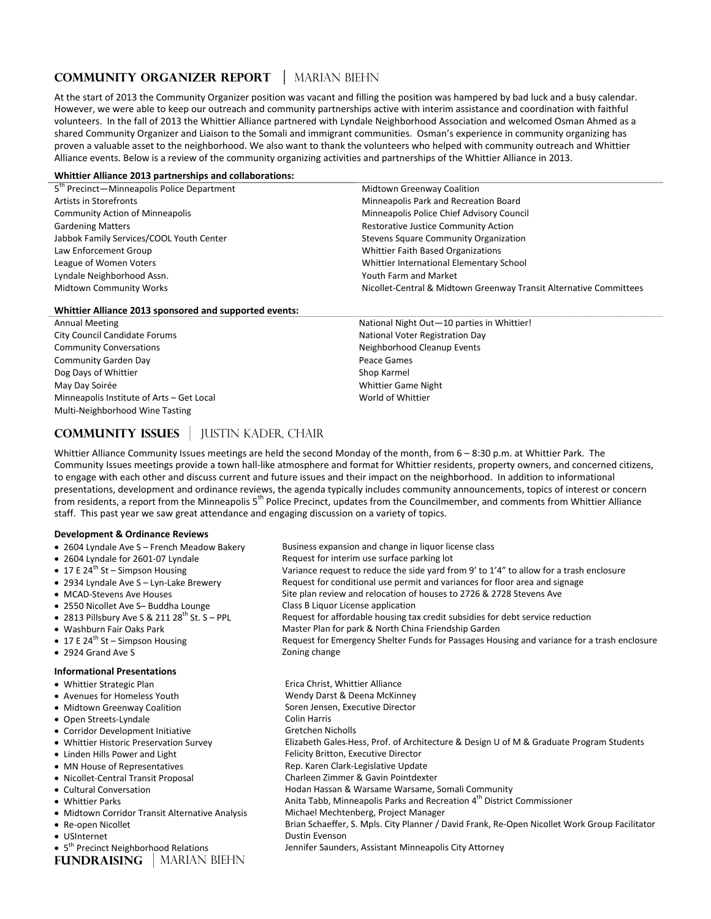## Community Organizer Report | Marian Biehn

At the start of 2013 the Community Organizer position was vacant and filling the position was hampered by bad luck and a busy calendar. However, we were able to keep our outreach and community partnerships active with interim assistance and coordination with faithful volunteers. In the fall of 2013 the Whittier Alliance partnered with Lyndale Neighborhood Association and welcomed Osman Ahmed as a shared Community Organizer and Liaison to the Somali and immigrant communities. Osman's experience in community organizing has proven a valuable asset to the neighborhood. We also want to thank the volunteers who helped with community outreach and Whittier Alliance events. Below is a review of the community organizing activities and partnerships of the Whittier Alliance in 2013.

**Whittier Alliance 2013 partnerships and collaborations:**

- 5th Precinct—Minneapolis Police Department
- Artists in Storefronts
- Community Action of Minneapolis
- Gardening Matters
- Jabbok Family Services/COOL Youth Center
- Law Enforcement Group
- League of Women Voters
- Lyndale Neighborhood Assn.
- Midtown Community Works
- Midtown Greenway Coalition
- Minneapolis Park and Recreation Board
- Minneapolis Police Chief Advisory Council
- Restorative Justice Community Action
- Stevens Square Community Organization
- Whittier Faith Based Organizations
- Whittier International Elementary School
- Youth Farm and Market
- Nicollet-Central & Midtown Greenway Transit Alternative Committees

**Whittier Alliance 2013 sponsored and supported events:**

- Annual Meeting
- City Council Candidate Forums
- Community Conversations
- Community Garden Day
- Dog Days of Whittier
- May Day Soirée
- Minneapolis Institute of Arts – Get Local
- Multi-Neighborhood Wine Tasting
- National Night Out—10 parties in Whittier!
- National Voter Registration Day
- Neighborhood Cleanup Events
- Peace Games
- Shop Karmel
- Whittier Game Night
- World of Whittier

## Community Issues | Justin Kader, Chair

Whittier Alliance Community Issues meetings are held the second Monday of the month, from 6 – 8:30 p.m. at Whittier Park. The Community Issues meetings provide a town hall-like atmosphere and format for Whittier residents, property owners, and concerned citizens, to engage with each other and discuss current and future issues and their impact on the neighborhood. In addition to informational presentations, development and ordinance reviews, the agenda typically includes community announcements, topics of interest or concern from residents, a report from the Minneapolis 5th Police Precinct, updates from the Councilmember, and comments from Whittier Alliance staff. This past year we saw great attendance and engaging discussion on a variety of topics.

**Development & Ordinance Reviews**

| | |
|---|---|
| • 2604 Lyndale Ave S – French Meadow Bakery | Business expansion and change in liquor license class |
| • 2604 Lyndale for 2601-07 Lyndale | Request for interim use surface parking lot |
| • 17 E 24th St – Simpson Housing | Variance request to reduce the side yard from 9' to 1'4" to allow for a trash enclosure |
| • 2934 Lyndale Ave S – Lyn-Lake Brewery | Request for conditional use permit and variances for floor area and signage |
| • MCAD-Stevens Ave Houses | Site plan review and relocation of houses to 2726 & 2728 Stevens Ave |
| • 2550 Nicollet Ave S– Buddha Lounge | Class B Liquor License application |
| • 2813 Pillsbury Ave S & 211 28th St. S – PPL | Request for affordable housing tax credit subsidies for debt service reduction |
| • Washburn Fair Oaks Park | Master Plan for park & North China Friendship Garden |
| • 17 E 24th St – Simpson Housing | Request for Emergency Shelter Funds for Passages Housing and variance for a trash enclosure |
| • 2924 Grand Ave S | Zoning change |

**Informational Presentations**

| | |
|---|---|
| • Whittier Strategic Plan | Erica Christ, Whittier Alliance |
| • Avenues for Homeless Youth | Wendy Darst & Deena McKinney |
| • Midtown Greenway Coalition | Soren Jensen, Executive Director |
| • Open Streets-Lyndale | Colin Harris |
| • Corridor Development Initiative | Gretchen Nicholls |
| • Whittier Historic Preservation Survey | Elizabeth Gales-Hess, Prof. of Architecture & Design U of M & Graduate Program Students |
| • Linden Hills Power and Light | Felicity Britton, Executive Director |
| • MN House of Representatives | Rep. Karen Clark-Legislative Update |
| • Nicollet-Central Transit Proposal | Charleen Zimmer & Gavin Pointdexter |
| • Cultural Conversation | Hodan Hassan & Warsame Warsame, Somali Community |
| • Whittier Parks | Anita Tabb, Minneapolis Parks and Recreation 4th District Commissioner |
| • Midtown Corridor Transit Alternative Analysis | Michael Mechtenberg, Project Manager |
| • Re-open Nicollet | Brian Schaeffer, S. Mpls. City Planner / David Frank, Re-Open Nicollet Work Group Facilitator |
| • USInternet | Dustin Evenson |
| • 5th Precinct Neighborhood Relations | Jennifer Saunders, Assistant Minneapolis City Attorney |

## Fundraising | Marian Biehn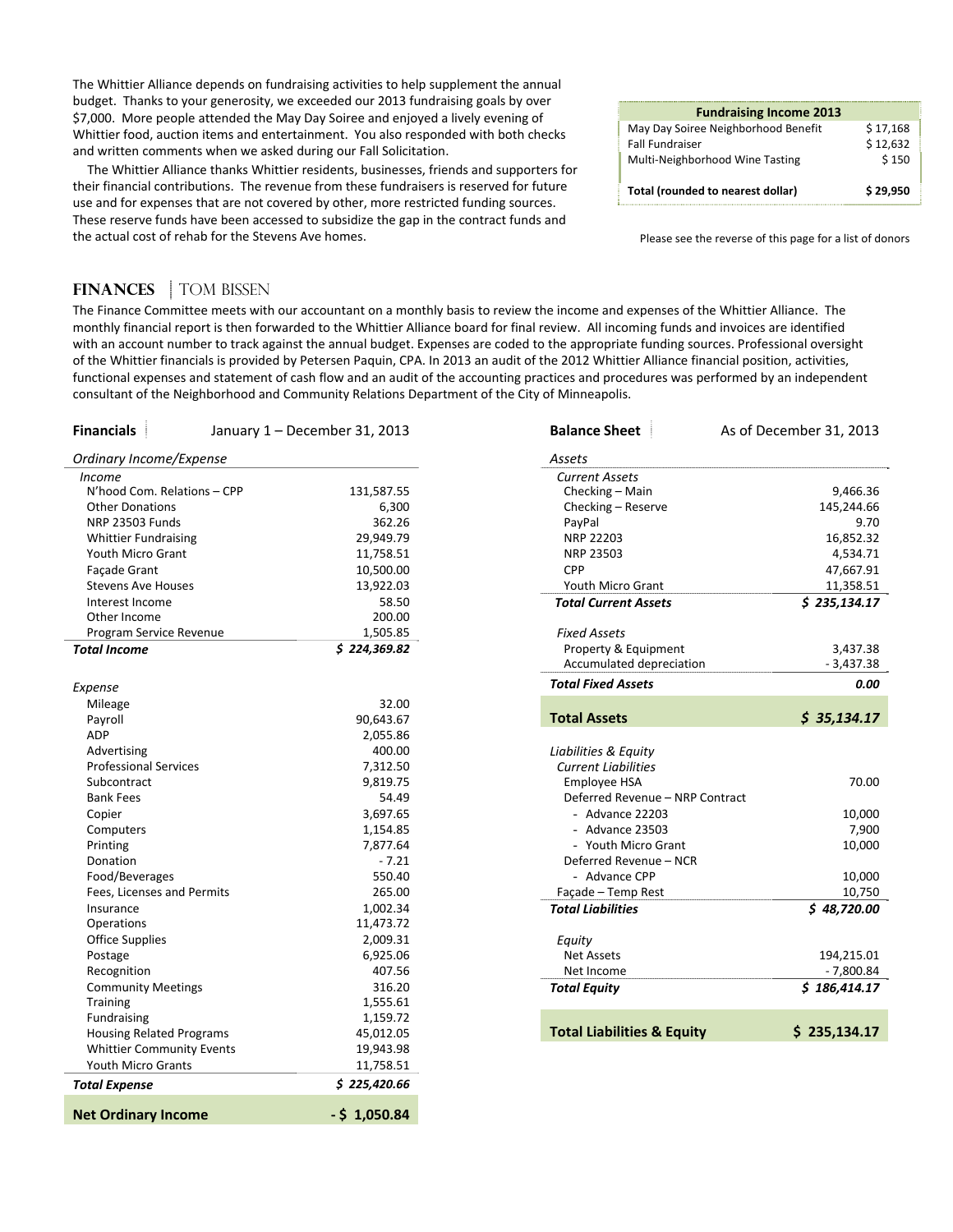The Whittier Alliance depends on fundraising activities to help supplement the annual budget. Thanks to your generosity, we exceeded our 2013 fundraising goals by over $7,000. More people attended the May Day Soiree and enjoyed a lively evening of Whittier food, auction items and entertainment. You also responded with both checks and written comments when we asked during our Fall Solicitation.

The Whittier Alliance thanks Whittier residents, businesses, friends and supporters for their financial contributions. The revenue from these fundraisers is reserved for future use and for expenses that are not covered by other, more restricted funding sources. These reserve funds have been accessed to subsidize the gap in the contract funds and the actual cost of rehab for the Stevens Ave homes.

| Fundraising Income 2013 | |
|---|---|
| May Day Soiree Neighborhood Benefit | $ 17,168 |
| Fall Fundraiser | $ 12,632 |
| Multi-Neighborhood Wine Tasting | $ 150 |
| **Total (rounded to nearest dollar)** | **$ 29,950** |

Please see the reverse of this page for a list of donors

## FINANCES | TOM BISSEN

The Finance Committee meets with our accountant on a monthly basis to review the income and expenses of the Whittier Alliance. The monthly financial report is then forwarded to the Whittier Alliance board for final review. All incoming funds and invoices are identified with an account number to track against the annual budget. Expenses are coded to the appropriate funding sources. Professional oversight of the Whittier financials is provided by Petersen Paquin, CPA. In 2013 an audit of the 2012 Whittier Alliance financial position, activities, functional expenses and statement of cash flow and an audit of the accounting practices and procedures was performed by an independent consultant of the Neighborhood and Community Relations Department of the City of Minneapolis.

| **Financials** | January 1 – December 31, 2013 |
|---|---|
| *Ordinary Income/Expense* | |
| *Income* | |
| N'hood Com. Relations – CPP | 131,587.55 |
| Other Donations | 6,300 |
| NRP 23503 Funds | 362.26 |
| Whittier Fundraising | 29,949.79 |
| Youth Micro Grant | 11,758.51 |
| Façade Grant | 10,500.00 |
| Stevens Ave Houses | 13,922.03 |
| Interest Income | 58.50 |
| Other Income | 200.00 |
| Program Service Revenue | 1,505.85 |
| ***Total Income*** | ***$ 224,369.82*** |
| *Expense* | |
| Mileage | 32.00 |
| Payroll | 90,643.67 |
| ADP | 2,055.86 |
| Advertising | 400.00 |
| Professional Services | 7,312.50 |
| Subcontract | 9,819.75 |
| Bank Fees | 54.49 |
| Copier | 3,697.65 |
| Computers | 1,154.85 |
| Printing | 7,877.64 |
| Donation | - 7.21 |
| Food/Beverages | 550.40 |
| Fees, Licenses and Permits | 265.00 |
| Insurance | 1,002.34 |
| Operations | 11,473.72 |
| Office Supplies | 2,009.31 |
| Postage | 6,925.06 |
| Recognition | 407.56 |
| Community Meetings | 316.20 |
| Training | 1,555.61 |
| Fundraising | 1,159.72 |
| Housing Related Programs | 45,012.05 |
| Whittier Community Events | 19,943.98 |
| Youth Micro Grants | 11,758.51 |
| ***Total Expense*** | ***$ 225,420.66*** |
| **Net Ordinary Income** | **- $ 1,050.84** |

| **Balance Sheet** | As of December 31, 2013 |
|---|---|
| *Assets* | |
| *Current Assets* | |
| Checking – Main | 9,466.36 |
| Checking – Reserve | 145,244.66 |
| PayPal | 9.70 |
| NRP 22203 | 16,852.32 |
| NRP 23503 | 4,534.71 |
| CPP | 47,667.91 |
| Youth Micro Grant | 11,358.51 |
| ***Total Current Assets*** | ***$ 235,134.17*** |
| *Fixed Assets* | |
| Property & Equipment | 3,437.38 |
| Accumulated depreciation | - 3,437.38 |
| ***Total Fixed Assets*** | ***0.00*** |
| **Total Assets** | ***$ 35,134.17*** |
| *Liabilities & Equity* | |
| *Current Liabilities* | |
| Employee HSA | 70.00 |
| Deferred Revenue – NRP Contract | |
| - Advance 22203 | 10,000 |
| - Advance 23503 | 7,900 |
| - Youth Micro Grant | 10,000 |
| Deferred Revenue – NCR | |
| - Advance CPP | 10,000 |
| Façade – Temp Rest | 10,750 |
| ***Total Liabilities*** | ***$ 48,720.00*** |
| *Equity* | |
| Net Assets | 194,215.01 |
| Net Income | - 7,800.84 |
| ***Total Equity*** | ***$ 186,414.17*** |
| **Total Liabilities & Equity** | **$ 235,134.17** |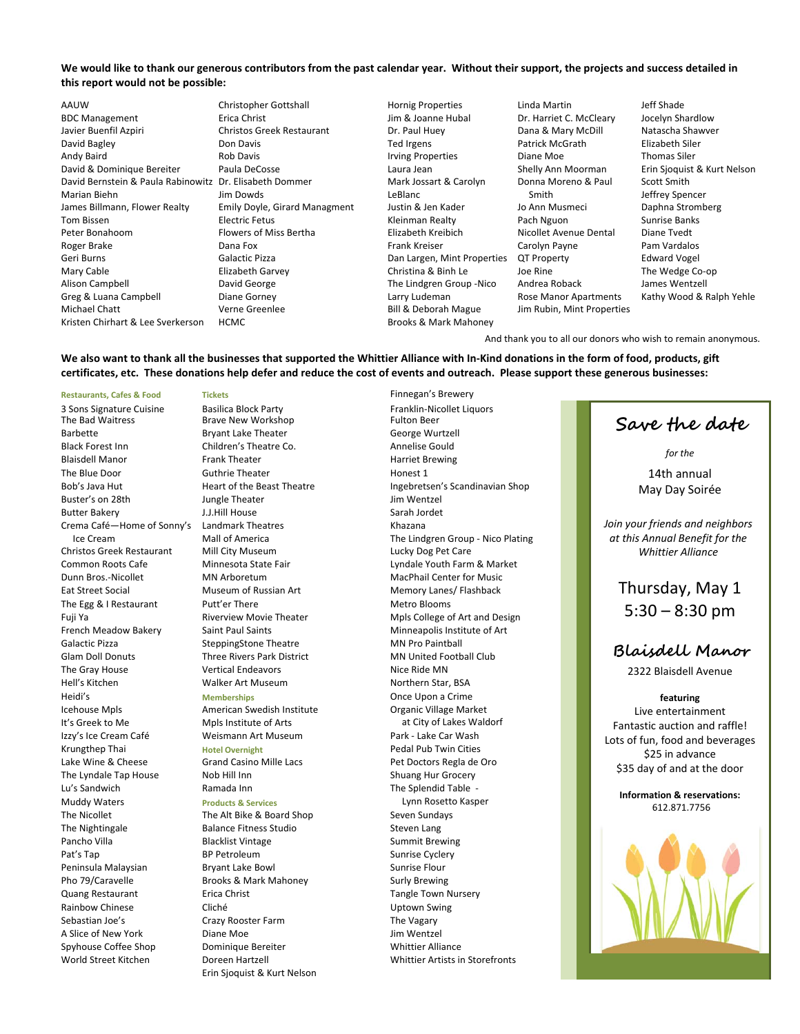**We would like to thank our generous contributors from the past calendar year. Without their support, the projects and success detailed in this report would not be possible:**

AAUW
BDC Management
Javier Buenfil Azpiri
David Bagley
Andy Baird
David & Dominique Bereiter
David Bernstein & Paula Rabinowitz
Marian Biehn
James Billmann, Flower Realty
Tom Bissen
Peter Bonahoom
Roger Brake
Geri Burns
Mary Cable
Alison Campbell
Greg & Luana Campbell
Michael Chatt
Kristen Chirhart & Lee Sverkerson
Christopher Gottshall
Erica Christ
Christos Greek Restaurant
Don Davis
Rob Davis
Paula DeCosse
Dr. Elisabeth Dommer
Jim Dowds
Emily Doyle, Girard Managment
Electric Fetus
Flowers of Miss Bertha
Dana Fox
Galactic Pizza
Elizabeth Garvey
David George
Diane Gorney
Verne Greenlee
HCMC
Hornig Properties
Jim & Joanne Hubal
Dr. Paul Huey
Ted Irgens
Irving Properties
Laura Jean
Mark Jossart & Carolyn LeBlanc
Justin & Jen Kader
Kleinman Realty
Elizabeth Kreibich
Frank Kreiser
Dan Largen, Mint Properties
Christina & Binh Le
The Lindgren Group -Nico
Larry Ludeman
Bill & Deborah Mague
Brooks & Mark Mahoney
Linda Martin
Dr. Harriet C. McCleary
Dana & Mary McDill
Patrick McGrath
Diane Moe
Shelly Ann Moorman
Donna Moreno & Paul Smith
Jo Ann Musmeci
Pach Nguon
Nicollet Avenue Dental
Carolyn Payne
QT Property
Joe Rine
Andrea Roback
Rose Manor Apartments
Jim Rubin, Mint Properties
Jeff Shade
Jocelyn Shardlow
Natascha Shawver
Elizabeth Siler
Thomas Siler
Erin Sjoquist & Kurt Nelson
Scott Smith
Jeffrey Spencer
Daphna Stromberg
Sunrise Banks
Diane Tvedt
Pam Vardalos
Edward Vogel
The Wedge Co-op
James Wentzell
Kathy Wood & Ralph Yehle

And thank you to all our donors who wish to remain anonymous.

**We also want to thank all the businesses that supported the Whittier Alliance with In-Kind donations in the form of food, products, gift certificates, etc. These donations help defer and reduce the cost of events and outreach. Please support these generous businesses:**

**Restaurants, Cafes & Food**

3 Sons Signature Cuisine
The Bad Waitress
Barbette
Black Forest Inn
Blaisdell Manor
The Blue Door
Bob's Java Hut
Buster's on 28th
Butter Bakery
Crema Café—Home of Sonny's Ice Cream
Christos Greek Restaurant
Common Roots Cafe
Dunn Bros.-Nicollet
Eat Street Social
The Egg & I Restaurant
Fuji Ya
French Meadow Bakery
Galactic Pizza
Glam Doll Donuts
The Gray House
Hell's Kitchen
Heidi's
Icehouse Mpls
It's Greek to Me
Izzy's Ice Cream Café
Krungthep Thai
Lake Wine & Cheese
The Lyndale Tap House
Lu's Sandwich
Muddy Waters
The Nicollet
The Nightingale
Pancho Villa
Pat's Tap
Peninsula Malaysian
Pho 79/Caravelle
Quang Restaurant
Rainbow Chinese
Sebastian Joe's
A Slice of New York
Spyhouse Coffee Shop
World Street Kitchen

**Tickets**

Basilica Block Party
Brave New Workshop
Bryant Lake Theater
Children's Theatre Co.
Frank Theater
Guthrie Theater
Heart of the Beast Theatre
Jungle Theater
J.J.Hill House
Landmark Theatres
Mall of America
Mill City Museum
Minnesota State Fair
MN Arboretum
Museum of Russian Art
Putt'er There
Riverview Movie Theater
Saint Paul Saints
SteppingStone Theatre
Three Rivers Park District
Vertical Endeavors
Walker Art Museum

**Memberships**

American Swedish Institute
Mpls Institute of Arts
Weismann Art Museum

**Hotel Overnight**

Grand Casino Mille Lacs
Nob Hill Inn
Ramada Inn

**Products & Services**

The Alt Bike & Board Shop
Balance Fitness Studio
Blacklist Vintage
BP Petroleum
Bryant Lake Bowl
Brooks & Mark Mahoney
Erica Christ
Cliché
Crazy Rooster Farm
Diane Moe
Dominique Bereiter
Doreen Hartzell
Erin Sjoquist & Kurt Nelson
Finnegan's Brewery
Franklin-Nicollet Liquors
Fulton Beer
George Wurtzell
Annelise Gould
Harriet Brewing
Honest 1
Ingebretsen's Scandinavian Shop
Jim Wentzel
Sarah Jordet
Khazana
The Lindgren Group - Nico Plating
Lucky Dog Pet Care
Lyndale Youth Farm & Market
MacPhail Center for Music
Memory Lanes/ Flashback
Metro Blooms
Mpls College of Art and Design
Minneapolis Institute of Art
MN Pro Paintball
MN United Football Club
Nice Ride MN
Northern Star, BSA
Once Upon a Crime
Organic Village Market at City of Lakes Waldorf
Park - Lake Car Wash
Pedal Pub Twin Cities
Pet Doctors Regla de Oro
Shuang Hur Grocery
The Splendid Table - Lynn Rosetto Kasper
Seven Sundays
Steven Lang
Summit Brewing
Sunrise Cyclery
Sunrise Flour
Surly Brewing
Tangle Town Nursery
Uptown Swing
The Vagary
Jim Wentzel
Whittier Alliance
Whittier Artists in Storefronts

## Save the date

*for the*

14th annual
May Day Soirée

*Join your friends and neighbors at this Annual Benefit for the Whittier Alliance*

Thursday, May 1
5:30 – 8:30 pm

### Blaisdell Manor

2322 Blaisdell Avenue

**featuring**

Live entertainment
Fantastic auction and raffle!
Lots of fun, food and beverages
$25 in advance
$35 day of and at the door

**Information & reservations:**
612.871.7756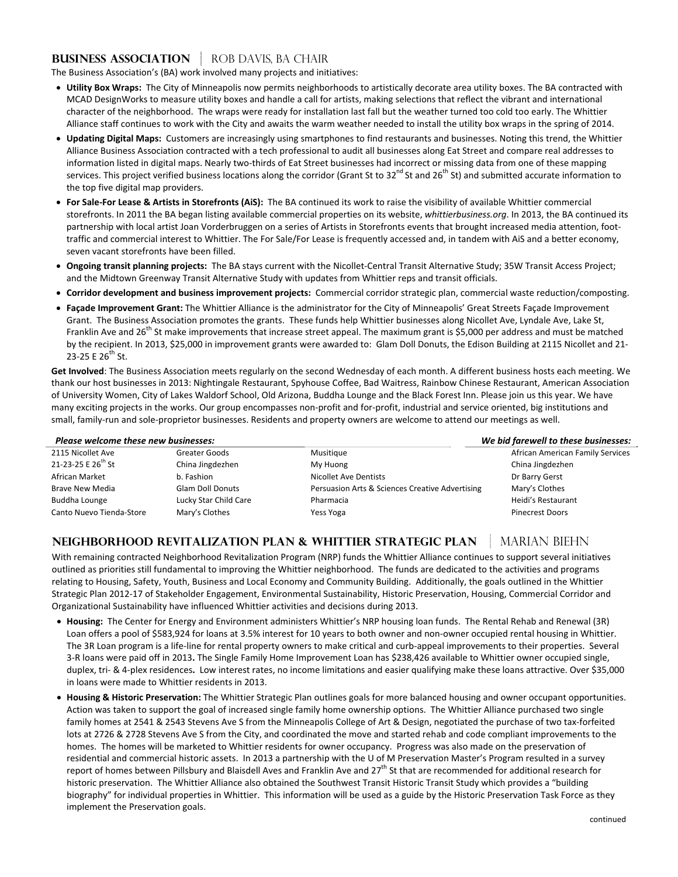## Business Association | Rob Davis, BA Chair

The Business Association's (BA) work involved many projects and initiatives:

- **Utility Box Wraps:** The City of Minneapolis now permits neighborhoods to artistically decorate area utility boxes. The BA contracted with MCAD DesignWorks to measure utility boxes and handle a call for artists, making selections that reflect the vibrant and international character of the neighborhood. The wraps were ready for installation last fall but the weather turned too cold too early. The Whittier Alliance staff continues to work with the City and awaits the warm weather needed to install the utility box wraps in the spring of 2014.
- **Updating Digital Maps:** Customers are increasingly using smartphones to find restaurants and businesses. Noting this trend, the Whittier Alliance Business Association contracted with a tech professional to audit all businesses along Eat Street and compare real addresses to information listed in digital maps. Nearly two-thirds of Eat Street businesses had incorrect or missing data from one of these mapping services. This project verified business locations along the corridor (Grant St to 32nd St and 26th St) and submitted accurate information to the top five digital map providers.
- **For Sale-For Lease & Artists in Storefronts (AiS):** The BA continued its work to raise the visibility of available Whittier commercial storefronts. In 2011 the BA began listing available commercial properties on its website, *whittierbusiness.org*. In 2013, the BA continued its partnership with local artist Joan Vorderbruggen on a series of Artists in Storefronts events that brought increased media attention, foot-traffic and commercial interest to Whittier. The For Sale/For Lease is frequently accessed and, in tandem with AiS and a better economy, seven vacant storefronts have been filled.
- **Ongoing transit planning projects:** The BA stays current with the Nicollet-Central Transit Alternative Study; 35W Transit Access Project; and the Midtown Greenway Transit Alternative Study with updates from Whittier reps and transit officials.
- **Corridor development and business improvement projects:** Commercial corridor strategic plan, commercial waste reduction/composting.
- **Façade Improvement Grant:** The Whittier Alliance is the administrator for the City of Minneapolis' Great Streets Façade Improvement Grant. The Business Association promotes the grants. These funds help Whittier businesses along Nicollet Ave, Lyndale Ave, Lake St, Franklin Ave and 26th St make improvements that increase street appeal. The maximum grant is $5,000 per address and must be matched by the recipient. In 2013, $25,000 in improvement grants were awarded to: Glam Doll Donuts, the Edison Building at 2115 Nicollet and 21-23-25 E 26th St.

**Get Involved**: The Business Association meets regularly on the second Wednesday of each month. A different business hosts each meeting. We thank our host businesses in 2013: Nightingale Restaurant, Spyhouse Coffee, Bad Waitress, Rainbow Chinese Restaurant, American Association of University Women, City of Lakes Waldorf School, Old Arizona, Buddha Lounge and the Black Forest Inn. Please join us this year. We have many exciting projects in the works. Our group encompasses non-profit and for-profit, industrial and service oriented, big institutions and small, family-run and sole-proprietor businesses. Residents and property owners are welcome to attend our meetings as well.

| *Please welcome these new businesses:* | | | *We bid farewell to these businesses:* |
|---|---|---|---|
| 2115 Nicollet Ave | Greater Goods | Musitique | African American Family Services |
| 21-23-25 E 26th St | China Jingdezhen | My Huong | China Jingdezhen |
| African Market | b. Fashion | Nicollet Ave Dentists | Dr Barry Gerst |
| Brave New Media | Glam Doll Donuts | Persuasion Arts & Sciences Creative Advertising | Mary's Clothes |
| Buddha Lounge | Lucky Star Child Care | Pharmacia | Heidi's Restaurant |
| Canto Nuevo Tienda-Store | Mary's Clothes | Yess Yoga | Pinecrest Doors |

## Neighborhood Revitalization Plan & Whittier Strategic Plan | Marian Biehn

With remaining contracted Neighborhood Revitalization Program (NRP) funds the Whittier Alliance continues to support several initiatives outlined as priorities still fundamental to improving the Whittier neighborhood. The funds are dedicated to the activities and programs relating to Housing, Safety, Youth, Business and Local Economy and Community Building. Additionally, the goals outlined in the Whittier Strategic Plan 2012-17 of Stakeholder Engagement, Environmental Sustainability, Historic Preservation, Housing, Commercial Corridor and Organizational Sustainability have influenced Whittier activities and decisions during 2013.

- **Housing:** The Center for Energy and Environment administers Whittier's NRP housing loan funds. The Rental Rehab and Renewal (3R) Loan offers a pool of $583,924 for loans at 3.5% interest for 10 years to both owner and non-owner occupied rental housing in Whittier. The 3R Loan program is a life-line for rental property owners to make critical and curb-appeal improvements to their properties. Several 3-R loans were paid off in 2013**.** The Single Family Home Improvement Loan has $238,426 available to Whittier owner occupied single, duplex, tri- & 4-plex residences**.** Low interest rates, no income limitations and easier qualifying make these loans attractive. Over $35,000 in loans were made to Whittier residents in 2013.
- **Housing & Historic Preservation:** The Whittier Strategic Plan outlines goals for more balanced housing and owner occupant opportunities. Action was taken to support the goal of increased single family home ownership options. The Whittier Alliance purchased two single family homes at 2541 & 2543 Stevens Ave S from the Minneapolis College of Art & Design, negotiated the purchase of two tax-forfeited lots at 2726 & 2728 Stevens Ave S from the City, and coordinated the move and started rehab and code compliant improvements to the homes. The homes will be marketed to Whittier residents for owner occupancy. Progress was also made on the preservation of residential and commercial historic assets. In 2013 a partnership with the U of M Preservation Master's Program resulted in a survey report of homes between Pillsbury and Blaisdell Aves and Franklin Ave and 27th St that are recommended for additional research for historic preservation. The Whittier Alliance also obtained the Southwest Transit Historic Transit Study which provides a "building biography" for individual properties in Whittier. This information will be used as a guide by the Historic Preservation Task Force as they implement the Preservation goals.

continued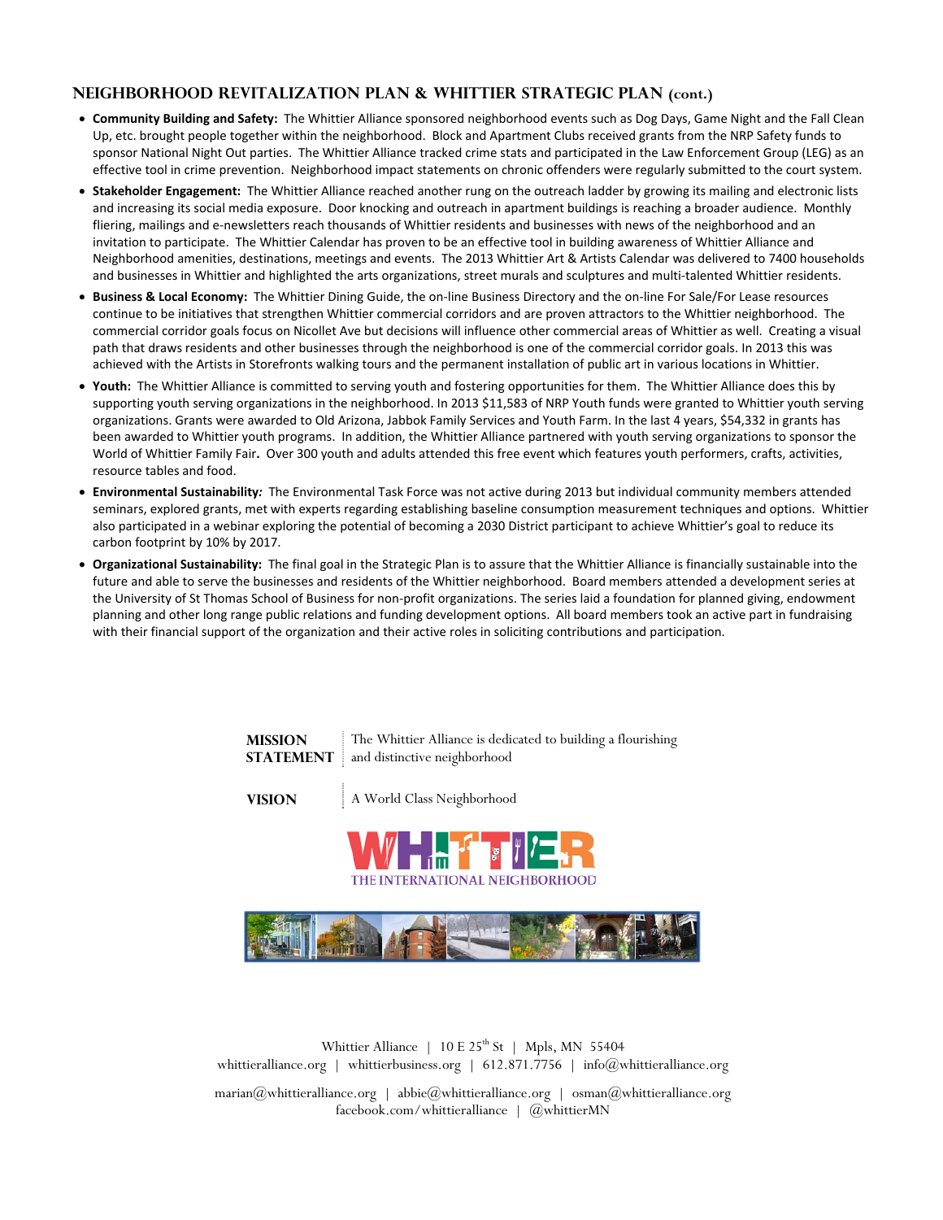## NEIGHBORHOOD REVITALIZATION PLAN & WHITTIER STRATEGIC PLAN (cont.)

- **Community Building and Safety:** The Whittier Alliance sponsored neighborhood events such as Dog Days, Game Night and the Fall Clean Up, etc. brought people together within the neighborhood. Block and Apartment Clubs received grants from the NRP Safety funds to sponsor National Night Out parties. The Whittier Alliance tracked crime stats and participated in the Law Enforcement Group (LEG) as an effective tool in crime prevention. Neighborhood impact statements on chronic offenders were regularly submitted to the court system.
- **Stakeholder Engagement:** The Whittier Alliance reached another rung on the outreach ladder by growing its mailing and electronic lists and increasing its social media exposure. Door knocking and outreach in apartment buildings is reaching a broader audience. Monthly fliering, mailings and e-newsletters reach thousands of Whittier residents and businesses with news of the neighborhood and an invitation to participate. The Whittier Calendar has proven to be an effective tool in building awareness of Whittier Alliance and Neighborhood amenities, destinations, meetings and events. The 2013 Whittier Art & Artists Calendar was delivered to 7400 households and businesses in Whittier and highlighted the arts organizations, street murals and sculptures and multi-talented Whittier residents.
- **Business & Local Economy:** The Whittier Dining Guide, the on-line Business Directory and the on-line For Sale/For Lease resources continue to be initiatives that strengthen Whittier commercial corridors and are proven attractors to the Whittier neighborhood. The commercial corridor goals focus on Nicollet Ave but decisions will influence other commercial areas of Whittier as well. Creating a visual path that draws residents and other businesses through the neighborhood is one of the commercial corridor goals. In 2013 this was achieved with the Artists in Storefronts walking tours and the permanent installation of public art in various locations in Whittier.
- **Youth:** The Whittier Alliance is committed to serving youth and fostering opportunities for them. The Whittier Alliance does this by supporting youth serving organizations in the neighborhood. In 2013 $11,583 of NRP Youth funds were granted to Whittier youth serving organizations. Grants were awarded to Old Arizona, Jabbok Family Services and Youth Farm. In the last 4 years, $54,332 in grants has been awarded to Whittier youth programs. In addition, the Whittier Alliance partnered with youth serving organizations to sponsor the World of Whittier Family Fair**.** Over 300 youth and adults attended this free event which features youth performers, crafts, activities, resource tables and food.
- **Environmental Sustainability***:* The Environmental Task Force was not active during 2013 but individual community members attended seminars, explored grants, met with experts regarding establishing baseline consumption measurement techniques and options. Whittier also participated in a webinar exploring the potential of becoming a 2030 District participant to achieve Whittier's goal to reduce its carbon footprint by 10% by 2017.
- **Organizational Sustainability:** The final goal in the Strategic Plan is to assure that the Whittier Alliance is financially sustainable into the future and able to serve the businesses and residents of the Whittier neighborhood. Board members attended a development series at the University of St Thomas School of Business for non-profit organizations. The series laid a foundation for planned giving, endowment planning and other long range public relations and funding development options. All board members took an active part in fundraising with their financial support of the organization and their active roles in soliciting contributions and participation.

**MISSION STATEMENT** The Whittier Alliance is dedicated to building a flourishing and distinctive neighborhood

**VISION** A World Class Neighborhood

WHITTIER
THE INTERNATIONAL NEIGHBORHOOD

Whittier Alliance | 10 E 25th St | Mpls, MN 55404
whittieralliance.org | whittierbusiness.org | 612.871.7756 | info@whittieralliance.org

marian@whittieralliance.org | abbie@whittieralliance.org | osman@whittieralliance.org
facebook.com/whittieralliance | @whittierMN